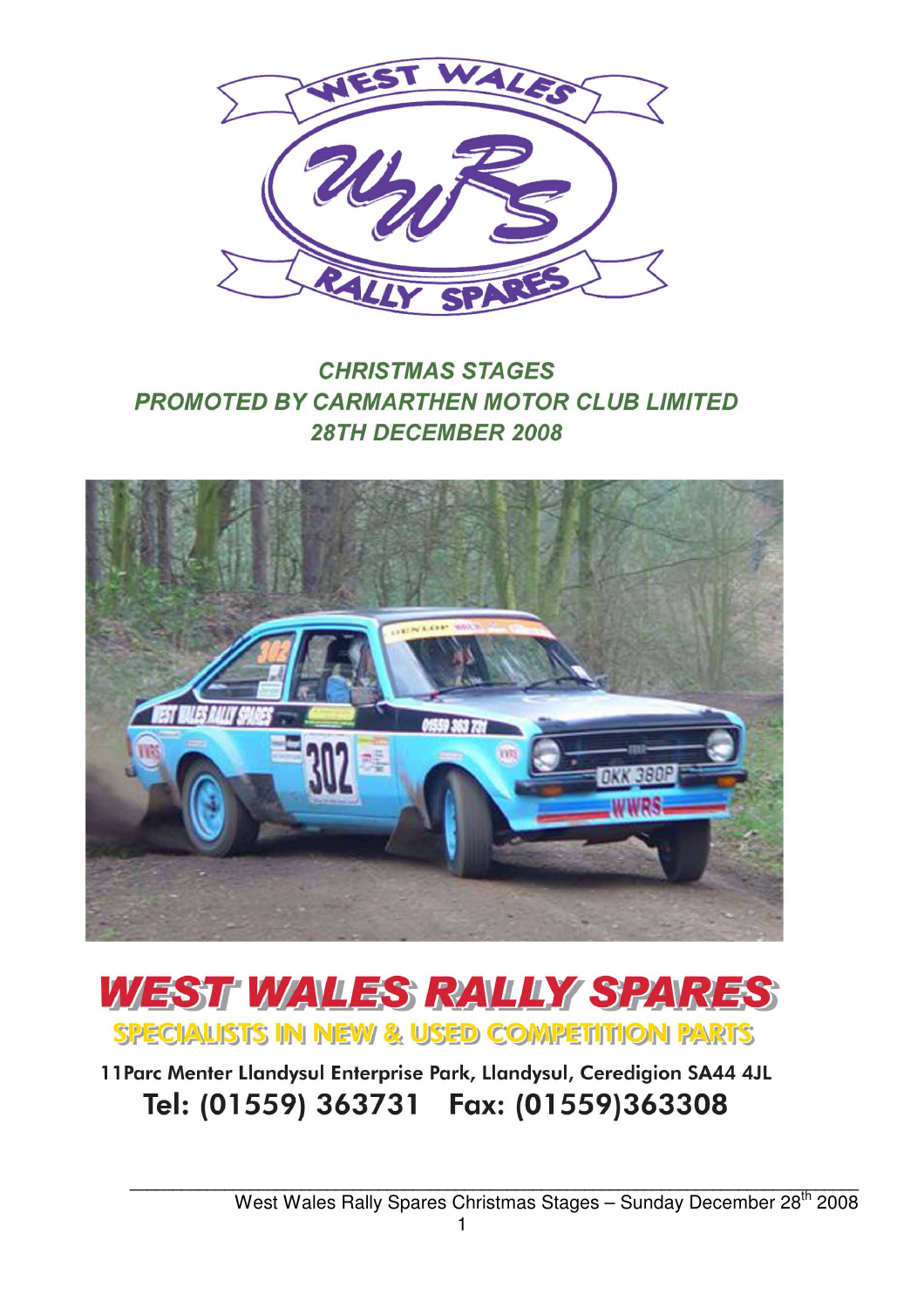# CHRISTMAS STAGES

## PROMOTED BY CARMARTHEN MOTOR CLUB LIMITED

## 28TH DECEMBER 2008

# WEST WALES RALLY SPARES

**SPECIALISTS IN NEW & USED COMPETITION PARTS**

11Parc Menter Llandysul Enterprise Park, Llandysul, Ceredigion SA44 4JL

**Tel: (01559) 363731 Fax: (01559)363308**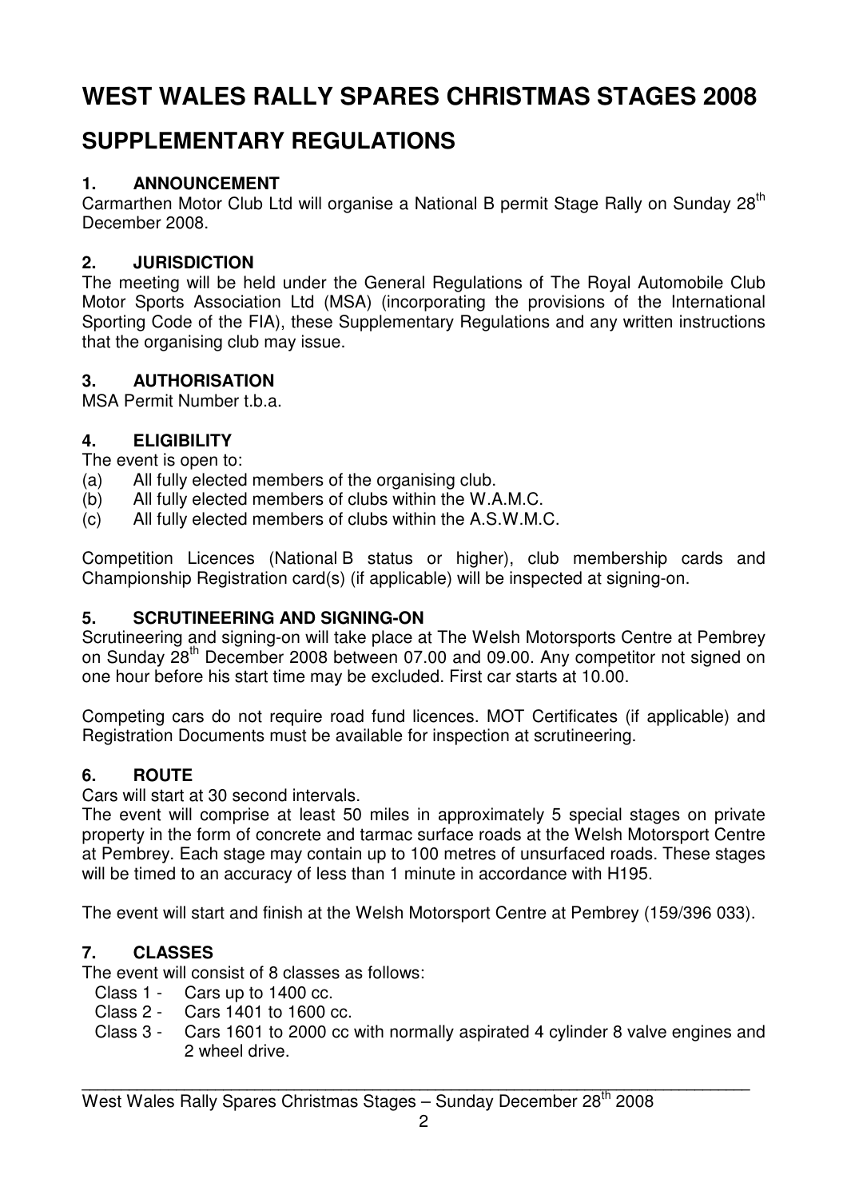# WEST WALES RALLY SPARES CHRISTMAS STAGES 2008

## SUPPLEMENTARY REGULATIONS

### 1. ANNOUNCEMENT

Carmarthen Motor Club Ltd will organise a National B permit Stage Rally on Sunday 28th December 2008.

### 2. JURISDICTION

The meeting will be held under the General Regulations of The Royal Automobile Club Motor Sports Association Ltd (MSA) (incorporating the provisions of the International Sporting Code of the FIA), these Supplementary Regulations and any written instructions that the organising club may issue.

### 3. AUTHORISATION

MSA Permit Number t.b.a.

### 4. ELIGIBILITY

The event is open to:

(a) All fully elected members of the organising club.
(b) All fully elected members of clubs within the W.A.M.C.
(c) All fully elected members of clubs within the A.S.W.M.C.

Competition Licences (National B status or higher), club membership cards and Championship Registration card(s) (if applicable) will be inspected at signing-on.

### 5. SCRUTINEERING AND SIGNING-ON

Scrutineering and signing-on will take place at The Welsh Motorsports Centre at Pembrey on Sunday 28th December 2008 between 07.00 and 09.00. Any competitor not signed on one hour before his start time may be excluded. First car starts at 10.00.

Competing cars do not require road fund licences. MOT Certificates (if applicable) and Registration Documents must be available for inspection at scrutineering.

### 6. ROUTE

Cars will start at 30 second intervals.

The event will comprise at least 50 miles in approximately 5 special stages on private property in the form of concrete and tarmac surface roads at the Welsh Motorsport Centre at Pembrey. Each stage may contain up to 100 metres of unsurfaced roads. These stages will be timed to an accuracy of less than 1 minute in accordance with H195.

The event will start and finish at the Welsh Motorsport Centre at Pembrey (159/396 033).

### 7. CLASSES

The event will consist of 8 classes as follows:

- Class 1 - Cars up to 1400 cc.
- Class 2 - Cars 1401 to 1600 cc.
- Class 3 - Cars 1601 to 2000 cc with normally aspirated 4 cylinder 8 valve engines and 2 wheel drive.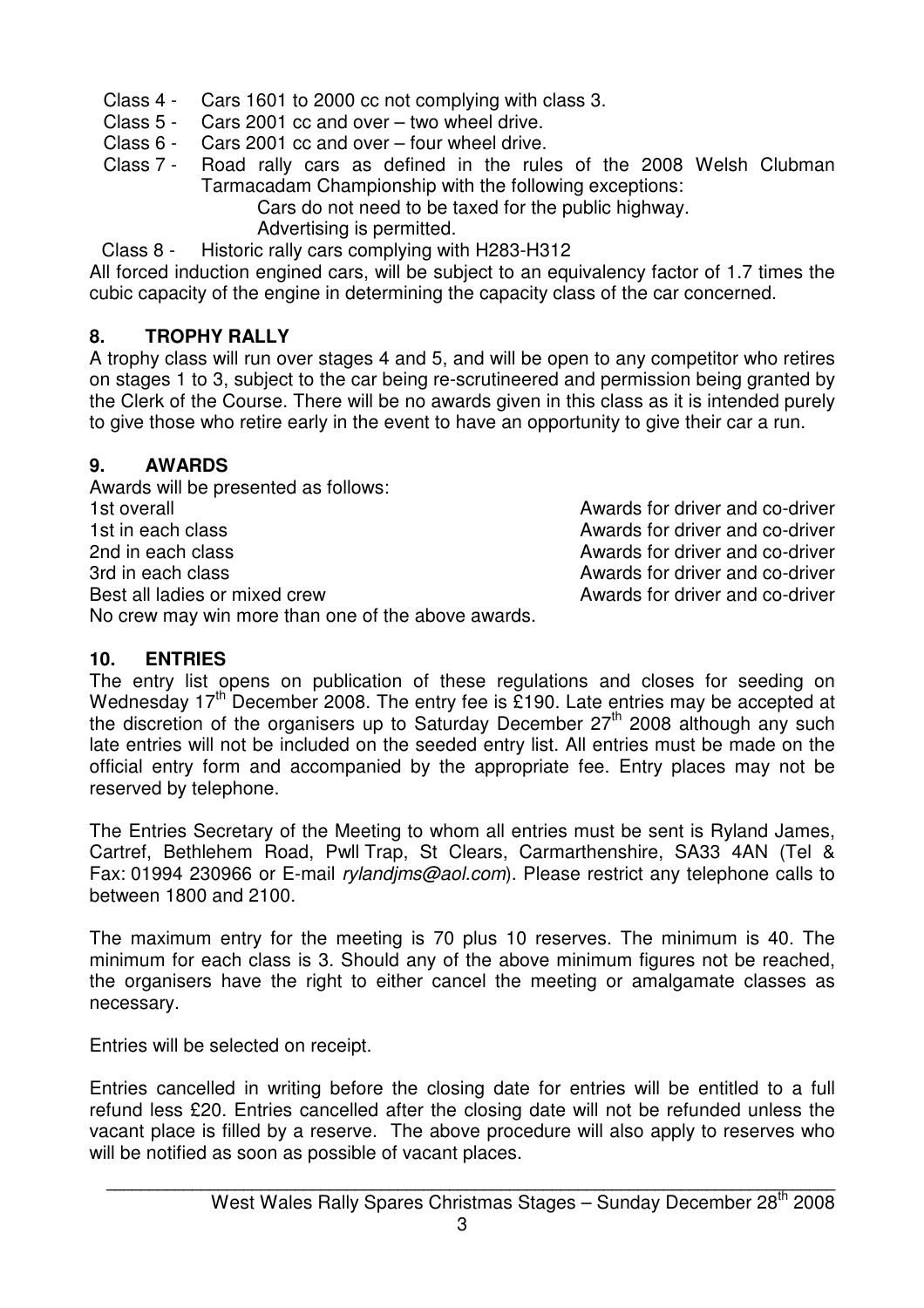Class 4 - Cars 1601 to 2000 cc not complying with class 3.
Class 5 - Cars 2001 cc and over – two wheel drive.
Class 6 - Cars 2001 cc and over – four wheel drive.
Class 7 - Road rally cars as defined in the rules of the 2008 Welsh Clubman Tarmacadam Championship with the following exceptions:
Cars do not need to be taxed for the public highway.
Advertising is permitted.
Class 8 - Historic rally cars complying with H283-H312

All forced induction engined cars, will be subject to an equivalency factor of 1.7 times the cubic capacity of the engine in determining the capacity class of the car concerned.

## 8. TROPHY RALLY

A trophy class will run over stages 4 and 5, and will be open to any competitor who retires on stages 1 to 3, subject to the car being re-scrutineered and permission being granted by the Clerk of the Course. There will be no awards given in this class as it is intended purely to give those who retire early in the event to have an opportunity to give their car a run.

## 9. AWARDS

Awards will be presented as follows:

| | |
|---|---|
| 1st overall | Awards for driver and co-driver |
| 1st in each class | Awards for driver and co-driver |
| 2nd in each class | Awards for driver and co-driver |
| 3rd in each class | Awards for driver and co-driver |
| Best all ladies or mixed crew | Awards for driver and co-driver |

No crew may win more than one of the above awards.

## 10. ENTRIES

The entry list opens on publication of these regulations and closes for seeding on Wednesday 17th December 2008. The entry fee is £190. Late entries may be accepted at the discretion of the organisers up to Saturday December 27th 2008 although any such late entries will not be included on the seeded entry list. All entries must be made on the official entry form and accompanied by the appropriate fee. Entry places may not be reserved by telephone.

The Entries Secretary of the Meeting to whom all entries must be sent is Ryland James, Cartref, Bethlehem Road, Pwll Trap, St Clears, Carmarthenshire, SA33 4AN (Tel & Fax: 01994 230966 or E-mail *rylandjms@aol.com*). Please restrict any telephone calls to between 1800 and 2100.

The maximum entry for the meeting is 70 plus 10 reserves. The minimum is 40. The minimum for each class is 3. Should any of the above minimum figures not be reached, the organisers have the right to either cancel the meeting or amalgamate classes as necessary.

Entries will be selected on receipt.

Entries cancelled in writing before the closing date for entries will be entitled to a full refund less £20. Entries cancelled after the closing date will not be refunded unless the vacant place is filled by a reserve. The above procedure will also apply to reserves who will be notified as soon as possible of vacant places.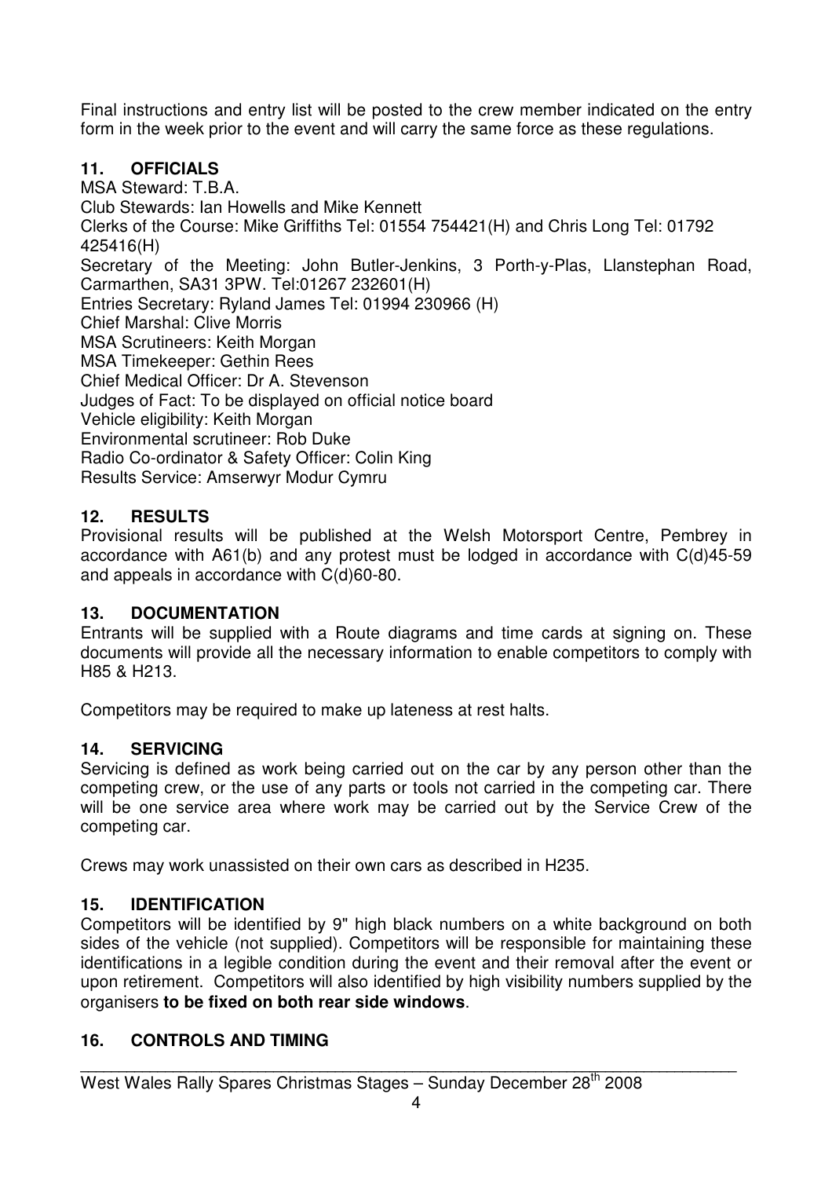Final instructions and entry list will be posted to the crew member indicated on the entry form in the week prior to the event and will carry the same force as these regulations.

## 11. OFFICIALS

MSA Steward: T.B.A.
Club Stewards: Ian Howells and Mike Kennett
Clerks of the Course: Mike Griffiths Tel: 01554 754421(H) and Chris Long Tel: 01792 425416(H)
Secretary of the Meeting: John Butler-Jenkins, 3 Porth-y-Plas, Llanstephan Road, Carmarthen, SA31 3PW. Tel:01267 232601(H)
Entries Secretary: Ryland James Tel: 01994 230966 (H)
Chief Marshal: Clive Morris
MSA Scrutineers: Keith Morgan
MSA Timekeeper: Gethin Rees
Chief Medical Officer: Dr A. Stevenson
Judges of Fact: To be displayed on official notice board
Vehicle eligibility: Keith Morgan
Environmental scrutineer: Rob Duke
Radio Co-ordinator & Safety Officer: Colin King
Results Service: Amserwyr Modur Cymru

## 12. RESULTS

Provisional results will be published at the Welsh Motorsport Centre, Pembrey in accordance with A61(b) and any protest must be lodged in accordance with C(d)45-59 and appeals in accordance with C(d)60-80.

## 13. DOCUMENTATION

Entrants will be supplied with a Route diagrams and time cards at signing on. These documents will provide all the necessary information to enable competitors to comply with H85 & H213.

Competitors may be required to make up lateness at rest halts.

## 14. SERVICING

Servicing is defined as work being carried out on the car by any person other than the competing crew, or the use of any parts or tools not carried in the competing car. There will be one service area where work may be carried out by the Service Crew of the competing car.

Crews may work unassisted on their own cars as described in H235.

## 15. IDENTIFICATION

Competitors will be identified by 9" high black numbers on a white background on both sides of the vehicle (not supplied). Competitors will be responsible for maintaining these identifications in a legible condition during the event and their removal after the event or upon retirement. Competitors will also identified by high visibility numbers supplied by the organisers **to be fixed on both rear side windows**.

## 16. CONTROLS AND TIMING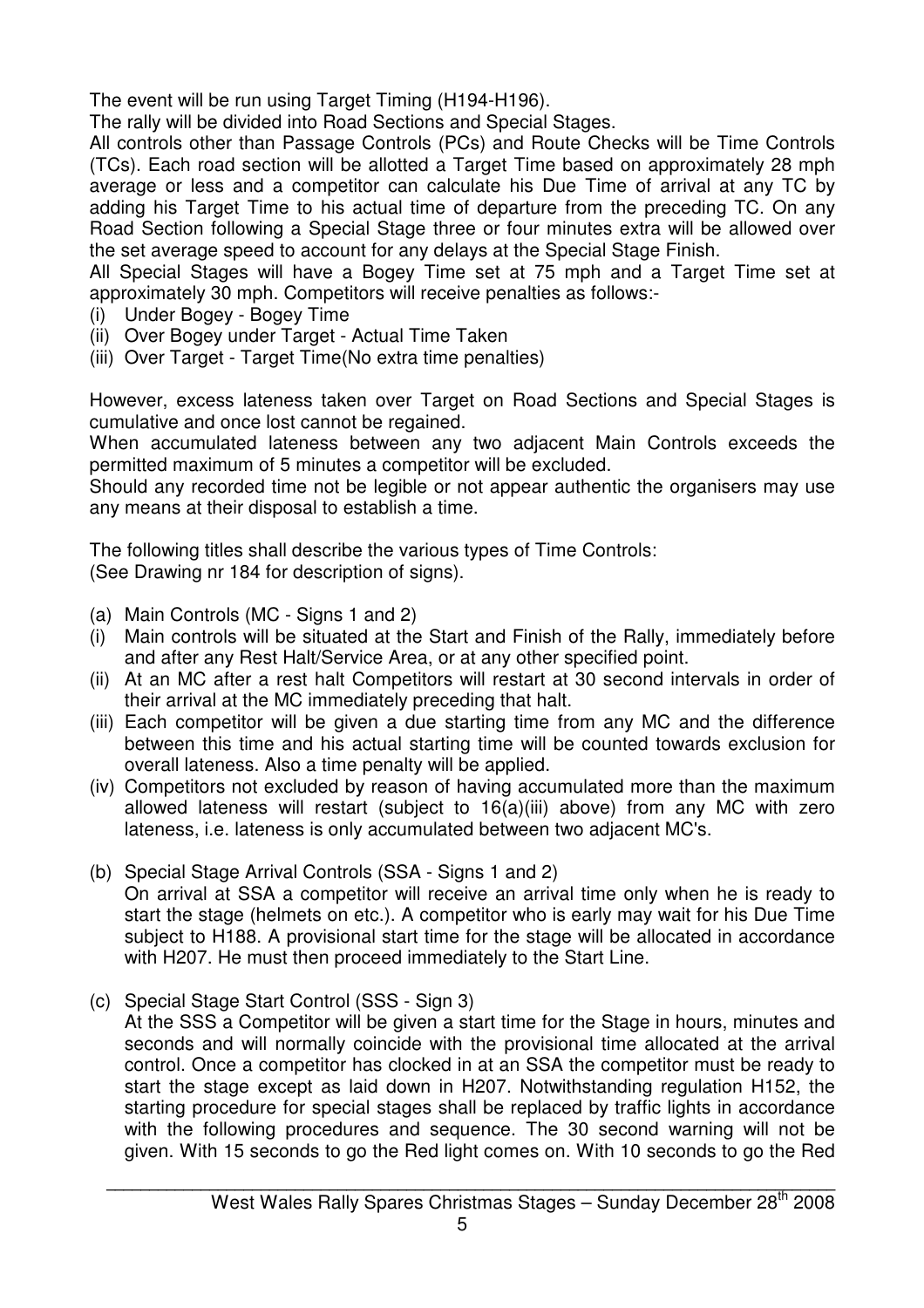The event will be run using Target Timing (H194-H196).

The rally will be divided into Road Sections and Special Stages.

All controls other than Passage Controls (PCs) and Route Checks will be Time Controls (TCs). Each road section will be allotted a Target Time based on approximately 28 mph average or less and a competitor can calculate his Due Time of arrival at any TC by adding his Target Time to his actual time of departure from the preceding TC. On any Road Section following a Special Stage three or four minutes extra will be allowed over the set average speed to account for any delays at the Special Stage Finish.

All Special Stages will have a Bogey Time set at 75 mph and a Target Time set at approximately 30 mph. Competitors will receive penalties as follows:-

(i) Under Bogey - Bogey Time
(ii) Over Bogey under Target - Actual Time Taken
(iii) Over Target - Target Time(No extra time penalties)

However, excess lateness taken over Target on Road Sections and Special Stages is cumulative and once lost cannot be regained.

When accumulated lateness between any two adjacent Main Controls exceeds the permitted maximum of 5 minutes a competitor will be excluded.

Should any recorded time not be legible or not appear authentic the organisers may use any means at their disposal to establish a time.

The following titles shall describe the various types of Time Controls:
(See Drawing nr 184 for description of signs).

(a) Main Controls (MC - Signs 1 and 2)

(i) Main controls will be situated at the Start and Finish of the Rally, immediately before and after any Rest Halt/Service Area, or at any other specified point.

(ii) At an MC after a rest halt Competitors will restart at 30 second intervals in order of their arrival at the MC immediately preceding that halt.

(iii) Each competitor will be given a due starting time from any MC and the difference between this time and his actual starting time will be counted towards exclusion for overall lateness. Also a time penalty will be applied.

(iv) Competitors not excluded by reason of having accumulated more than the maximum allowed lateness will restart (subject to 16(a)(iii) above) from any MC with zero lateness, i.e. lateness is only accumulated between two adjacent MC's.

(b) Special Stage Arrival Controls (SSA - Signs 1 and 2)
On arrival at SSA a competitor will receive an arrival time only when he is ready to start the stage (helmets on etc.). A competitor who is early may wait for his Due Time subject to H188. A provisional start time for the stage will be allocated in accordance with H207. He must then proceed immediately to the Start Line.

(c) Special Stage Start Control (SSS - Sign 3)
At the SSS a Competitor will be given a start time for the Stage in hours, minutes and seconds and will normally coincide with the provisional time allocated at the arrival control. Once a competitor has clocked in at an SSA the competitor must be ready to start the stage except as laid down in H207. Notwithstanding regulation H152, the starting procedure for special stages shall be replaced by traffic lights in accordance with the following procedures and sequence. The 30 second warning will not be given. With 15 seconds to go the Red light comes on. With 10 seconds to go the Red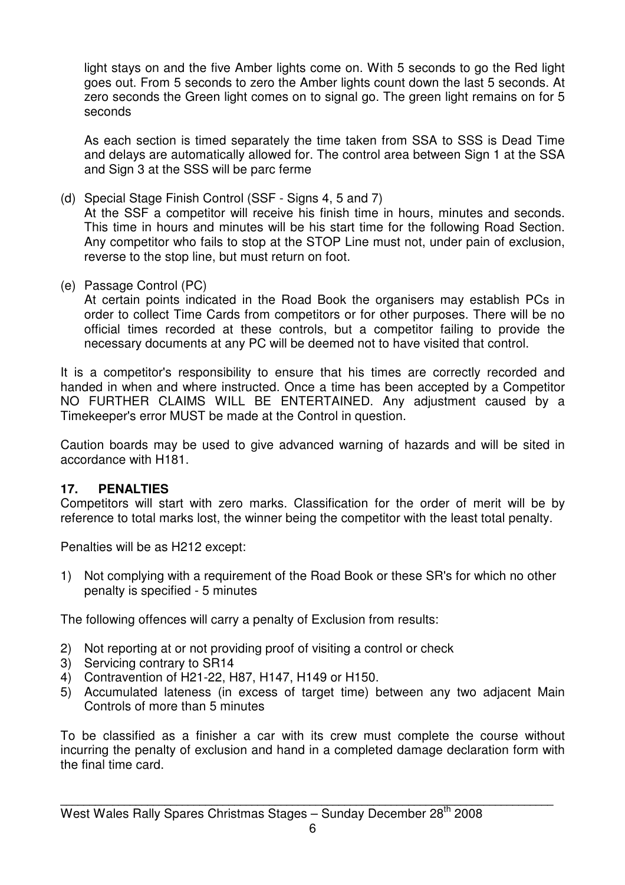light stays on and the five Amber lights come on. With 5 seconds to go the Red light goes out. From 5 seconds to zero the Amber lights count down the last 5 seconds. At zero seconds the Green light comes on to signal go. The green light remains on for 5 seconds

As each section is timed separately the time taken from SSA to SSS is Dead Time and delays are automatically allowed for. The control area between Sign 1 at the SSA and Sign 3 at the SSS will be parc ferme

(d) Special Stage Finish Control (SSF - Signs 4, 5 and 7)
At the SSF a competitor will receive his finish time in hours, minutes and seconds. This time in hours and minutes will be his start time for the following Road Section. Any competitor who fails to stop at the STOP Line must not, under pain of exclusion, reverse to the stop line, but must return on foot.

(e) Passage Control (PC)
At certain points indicated in the Road Book the organisers may establish PCs in order to collect Time Cards from competitors or for other purposes. There will be no official times recorded at these controls, but a competitor failing to provide the necessary documents at any PC will be deemed not to have visited that control.

It is a competitor's responsibility to ensure that his times are correctly recorded and handed in when and where instructed. Once a time has been accepted by a Competitor NO FURTHER CLAIMS WILL BE ENTERTAINED. Any adjustment caused by a Timekeeper's error MUST be made at the Control in question.

Caution boards may be used to give advanced warning of hazards and will be sited in accordance with H181.

## 17. PENALTIES

Competitors will start with zero marks. Classification for the order of merit will be by reference to total marks lost, the winner being the competitor with the least total penalty.

Penalties will be as H212 except:

1) Not complying with a requirement of the Road Book or these SR's for which no other penalty is specified - 5 minutes

The following offences will carry a penalty of Exclusion from results:

2) Not reporting at or not providing proof of visiting a control or check
3) Servicing contrary to SR14
4) Contravention of H21-22, H87, H147, H149 or H150.
5) Accumulated lateness (in excess of target time) between any two adjacent Main Controls of more than 5 minutes

To be classified as a finisher a car with its crew must complete the course without incurring the penalty of exclusion and hand in a completed damage declaration form with the final time card.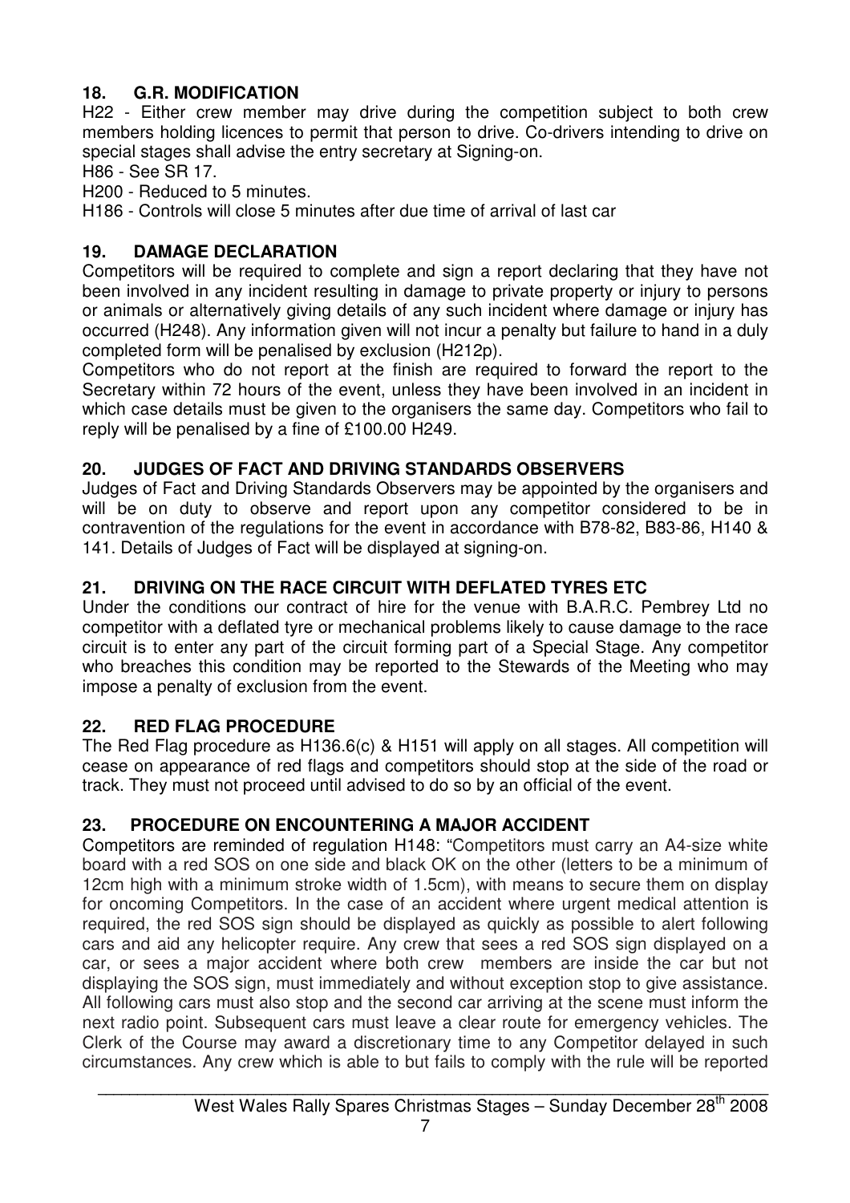## 18. G.R. MODIFICATION

H22 - Either crew member may drive during the competition subject to both crew members holding licences to permit that person to drive. Co-drivers intending to drive on special stages shall advise the entry secretary at Signing-on.

H86 - See SR 17.

H200 - Reduced to 5 minutes.

H186 - Controls will close 5 minutes after due time of arrival of last car

## 19. DAMAGE DECLARATION

Competitors will be required to complete and sign a report declaring that they have not been involved in any incident resulting in damage to private property or injury to persons or animals or alternatively giving details of any such incident where damage or injury has occurred (H248). Any information given will not incur a penalty but failure to hand in a duly completed form will be penalised by exclusion (H212p).

Competitors who do not report at the finish are required to forward the report to the Secretary within 72 hours of the event, unless they have been involved in an incident in which case details must be given to the organisers the same day. Competitors who fail to reply will be penalised by a fine of £100.00 H249.

## 20. JUDGES OF FACT AND DRIVING STANDARDS OBSERVERS

Judges of Fact and Driving Standards Observers may be appointed by the organisers and will be on duty to observe and report upon any competitor considered to be in contravention of the regulations for the event in accordance with B78-82, B83-86, H140 & 141. Details of Judges of Fact will be displayed at signing-on.

## 21. DRIVING ON THE RACE CIRCUIT WITH DEFLATED TYRES ETC

Under the conditions our contract of hire for the venue with B.A.R.C. Pembrey Ltd no competitor with a deflated tyre or mechanical problems likely to cause damage to the race circuit is to enter any part of the circuit forming part of a Special Stage. Any competitor who breaches this condition may be reported to the Stewards of the Meeting who may impose a penalty of exclusion from the event.

## 22. RED FLAG PROCEDURE

The Red Flag procedure as H136.6(c) & H151 will apply on all stages. All competition will cease on appearance of red flags and competitors should stop at the side of the road or track. They must not proceed until advised to do so by an official of the event.

## 23. PROCEDURE ON ENCOUNTERING A MAJOR ACCIDENT

Competitors are reminded of regulation H148: "Competitors must carry an A4-size white board with a red SOS on one side and black OK on the other (letters to be a minimum of 12cm high with a minimum stroke width of 1.5cm), with means to secure them on display for oncoming Competitors. In the case of an accident where urgent medical attention is required, the red SOS sign should be displayed as quickly as possible to alert following cars and aid any helicopter require. Any crew that sees a red SOS sign displayed on a car, or sees a major accident where both crew members are inside the car but not displaying the SOS sign, must immediately and without exception stop to give assistance. All following cars must also stop and the second car arriving at the scene must inform the next radio point. Subsequent cars must leave a clear route for emergency vehicles. The Clerk of the Course may award a discretionary time to any Competitor delayed in such circumstances. Any crew which is able to but fails to comply with the rule will be reported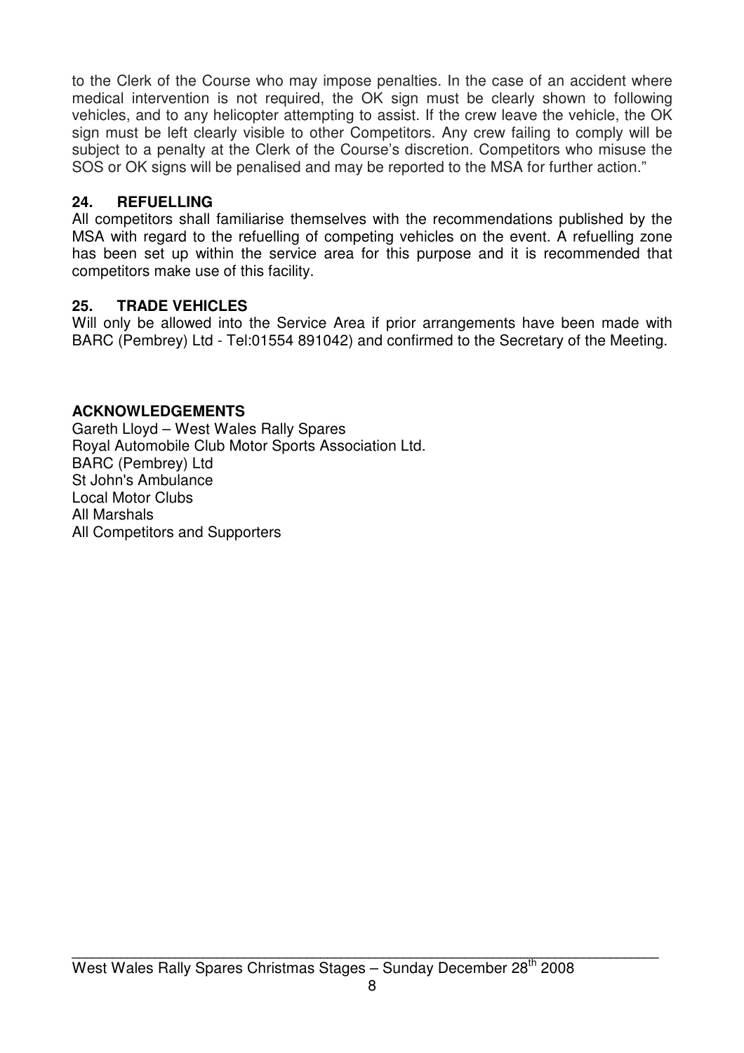to the Clerk of the Course who may impose penalties. In the case of an accident where medical intervention is not required, the OK sign must be clearly shown to following vehicles, and to any helicopter attempting to assist. If the crew leave the vehicle, the OK sign must be left clearly visible to other Competitors. Any crew failing to comply will be subject to a penalty at the Clerk of the Course's discretion. Competitors who misuse the SOS or OK signs will be penalised and may be reported to the MSA for further action."

## 24. REFUELLING

All competitors shall familiarise themselves with the recommendations published by the MSA with regard to the refuelling of competing vehicles on the event. A refuelling zone has been set up within the service area for this purpose and it is recommended that competitors make use of this facility.

## 25. TRADE VEHICLES

Will only be allowed into the Service Area if prior arrangements have been made with BARC (Pembrey) Ltd - Tel:01554 891042) and confirmed to the Secretary of the Meeting.

## ACKNOWLEDGEMENTS

Gareth Lloyd – West Wales Rally Spares
Royal Automobile Club Motor Sports Association Ltd.
BARC (Pembrey) Ltd
St John's Ambulance
Local Motor Clubs
All Marshals
All Competitors and Supporters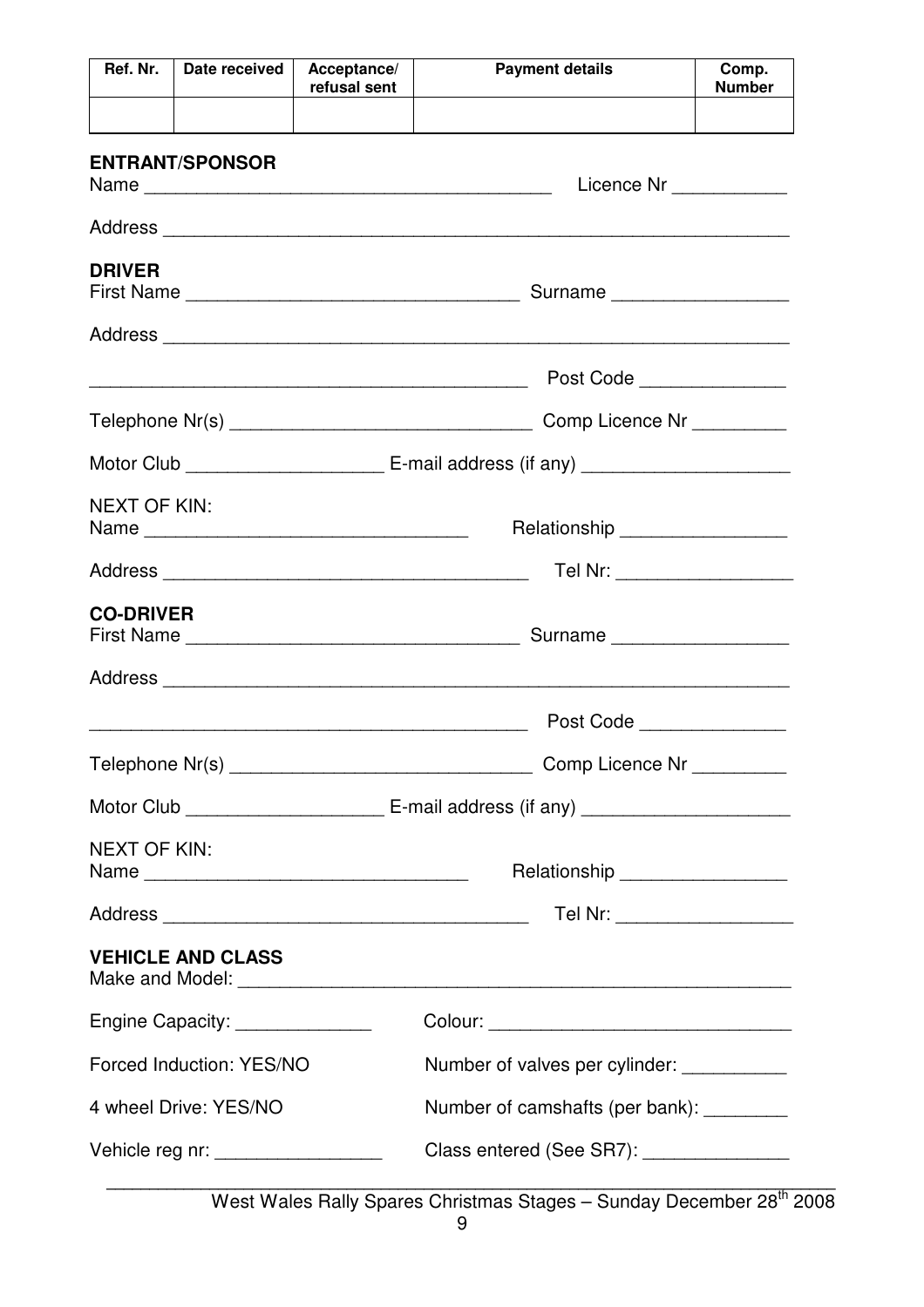| Ref. Nr. | Date received | Acceptance/ refusal sent | Payment details | Comp. Number |
|---|---|---|---|---|
| | | | | |

**ENTRANT/SPONSOR**

Name ________________________________________ Licence Nr ___________

Address ____________________________________________________________

**DRIVER**

First Name ________________________________ Surname ________________

Address ____________________________________________________________

___________________________________________ Post Code ______________

Telephone Nr(s) ______________________________ Comp Licence Nr _________

Motor Club ___________________ E-mail address (if any) ____________________

NEXT OF KIN:

Name ________________________________ Relationship ________________

Address ____________________________________ Tel Nr: _________________

**CO-DRIVER**

First Name ________________________________ Surname ________________

Address ____________________________________________________________

___________________________________________ Post Code ______________

Telephone Nr(s) ______________________________ Comp Licence Nr _________

Motor Club ___________________ E-mail address (if any) ____________________

NEXT OF KIN:

Name ________________________________ Relationship ________________

Address ____________________________________ Tel Nr: _________________

**VEHICLE AND CLASS**

Make and Model: ______________________________________________________

Engine Capacity: ______________ Colour: ______________________________

Forced Induction: YES/NO Number of valves per cylinder: __________

4 wheel Drive: YES/NO Number of camshafts (per bank): ________

Vehicle reg nr: ________________ Class entered (See SR7): ______________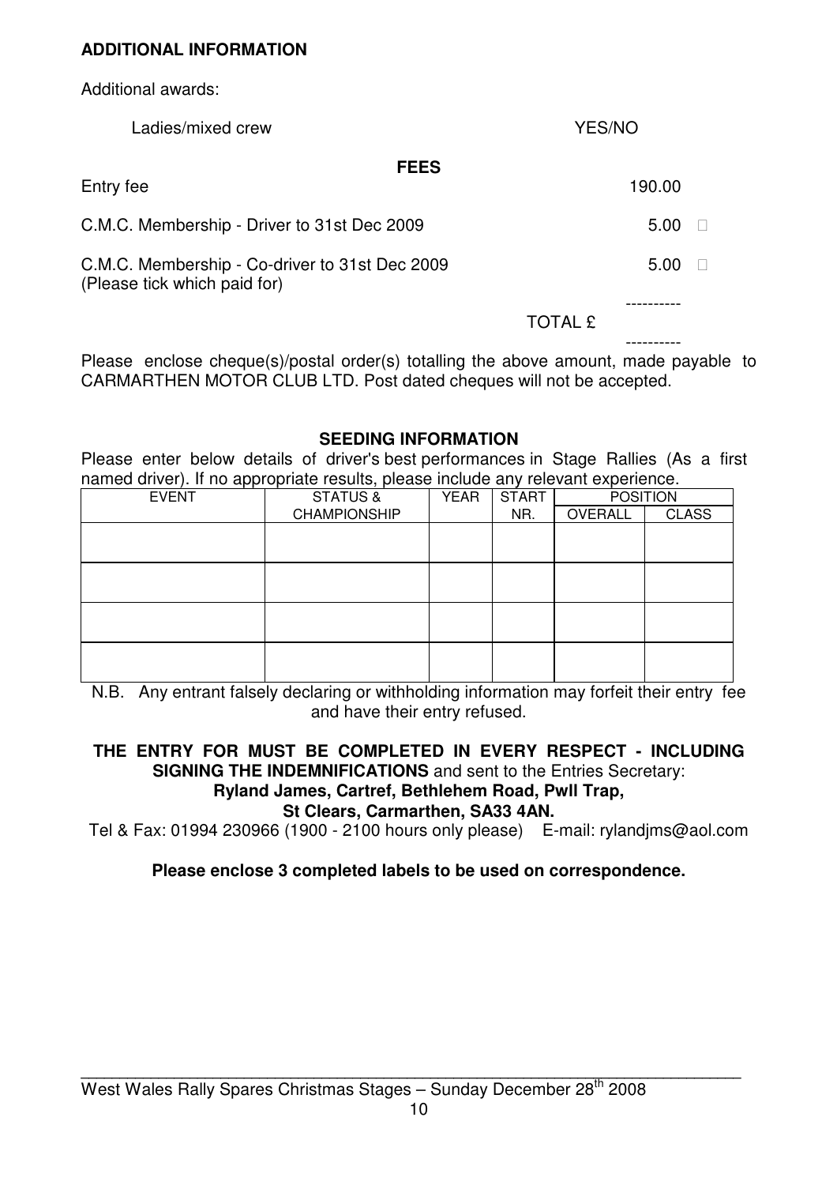**ADDITIONAL INFORMATION**

Additional awards:

Ladies/mixed crew YES/NO

**FEES**

| | |
|---|---|
| Entry fee | 190.00 |
| C.M.C. Membership - Driver to 31st Dec 2009 | 5.00 □ |
| C.M.C. Membership - Co-driver to 31st Dec 2009 (Please tick which paid for) | 5.00 □ |
| TOTAL £ | |

Please enclose cheque(s)/postal order(s) totalling the above amount, made payable to CARMARTHEN MOTOR CLUB LTD. Post dated cheques will not be accepted.

**SEEDING INFORMATION**

Please enter below details of driver's best performances in Stage Rallies (As a first named driver). If no appropriate results, please include any relevant experience.

| EVENT | STATUS & CHAMPIONSHIP | YEAR | START NR. | POSITION | |
|---|---|---|---|---|---|
| | | | | OVERALL | CLASS |
| | | | | | |
| | | | | | |
| | | | | | |
| | | | | | |

N.B. Any entrant falsely declaring or withholding information may forfeit their entry fee and have their entry refused.

**THE ENTRY FOR MUST BE COMPLETED IN EVERY RESPECT - INCLUDING SIGNING THE INDEMNIFICATIONS** and sent to the Entries Secretary:
**Ryland James, Cartref, Bethlehem Road, Pwll Trap,**
**St Clears, Carmarthen, SA33 4AN.**
Tel & Fax: 01994 230966 (1900 - 2100 hours only please) E-mail: rylandjms@aol.com

**Please enclose 3 completed labels to be used on correspondence.**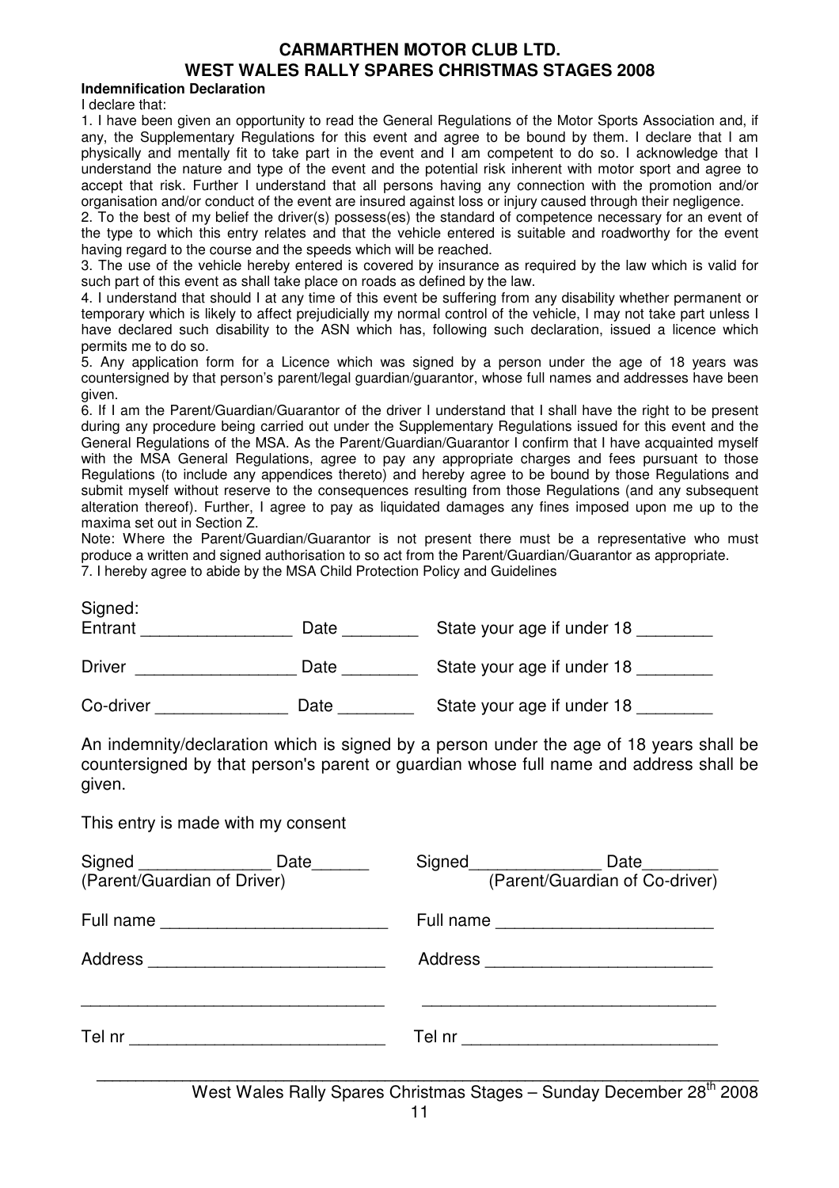# CARMARTHEN MOTOR CLUB LTD.
# WEST WALES RALLY SPARES CHRISTMAS STAGES 2008

**Indemnification Declaration**

I declare that:

1. I have been given an opportunity to read the General Regulations of the Motor Sports Association and, if any, the Supplementary Regulations for this event and agree to be bound by them. I declare that I am physically and mentally fit to take part in the event and I am competent to do so. I acknowledge that I understand the nature and type of the event and the potential risk inherent with motor sport and agree to accept that risk. Further I understand that all persons having any connection with the promotion and/or organisation and/or conduct of the event are insured against loss or injury caused through their negligence.
2. To the best of my belief the driver(s) possess(es) the standard of competence necessary for an event of the type to which this entry relates and that the vehicle entered is suitable and roadworthy for the event having regard to the course and the speeds which will be reached.
3. The use of the vehicle hereby entered is covered by insurance as required by the law which is valid for such part of this event as shall take place on roads as defined by the law.
4. I understand that should I at any time of this event be suffering from any disability whether permanent or temporary which is likely to affect prejudicially my normal control of the vehicle, I may not take part unless I have declared such disability to the ASN which has, following such declaration, issued a licence which permits me to do so.
5. Any application form for a Licence which was signed by a person under the age of 18 years was countersigned by that person's parent/legal guardian/guarantor, whose full names and addresses have been given.
6. If I am the Parent/Guardian/Guarantor of the driver I understand that I shall have the right to be present during any procedure being carried out under the Supplementary Regulations issued for this event and the General Regulations of the MSA. As the Parent/Guardian/Guarantor I confirm that I have acquainted myself with the MSA General Regulations, agree to pay any appropriate charges and fees pursuant to those Regulations (to include any appendices thereto) and hereby agree to be bound by those Regulations and submit myself without reserve to the consequences resulting from those Regulations (and any subsequent alteration thereof). Further, I agree to pay as liquidated damages any fines imposed upon me up to the maxima set out in Section Z.

Note: Where the Parent/Guardian/Guarantor is not present there must be a representative who must produce a written and signed authorisation to so act from the Parent/Guardian/Guarantor as appropriate.

7. I hereby agree to abide by the MSA Child Protection Policy and Guidelines

Signed:

Entrant ________________ Date ________ State your age if under 18 ________

Driver _________________ Date ________ State your age if under 18 ________

Co-driver ______________ Date ________ State your age if under 18 ________

An indemnity/declaration which is signed by a person under the age of 18 years shall be countersigned by that person's parent or guardian whose full name and address shall be given.

This entry is made with my consent

Signed ______________ Date______
(Parent/Guardian of Driver)

Full name ________________________

Address _________________________

_________________________________

Tel nr ___________________________

Signed______________ Date________
(Parent/Guardian of Co-driver)

Full name _______________________

Address ________________________

________________________________

Tel nr ___________________________

West Wales Rally Spares Christmas Stages – Sunday December 28th 2008